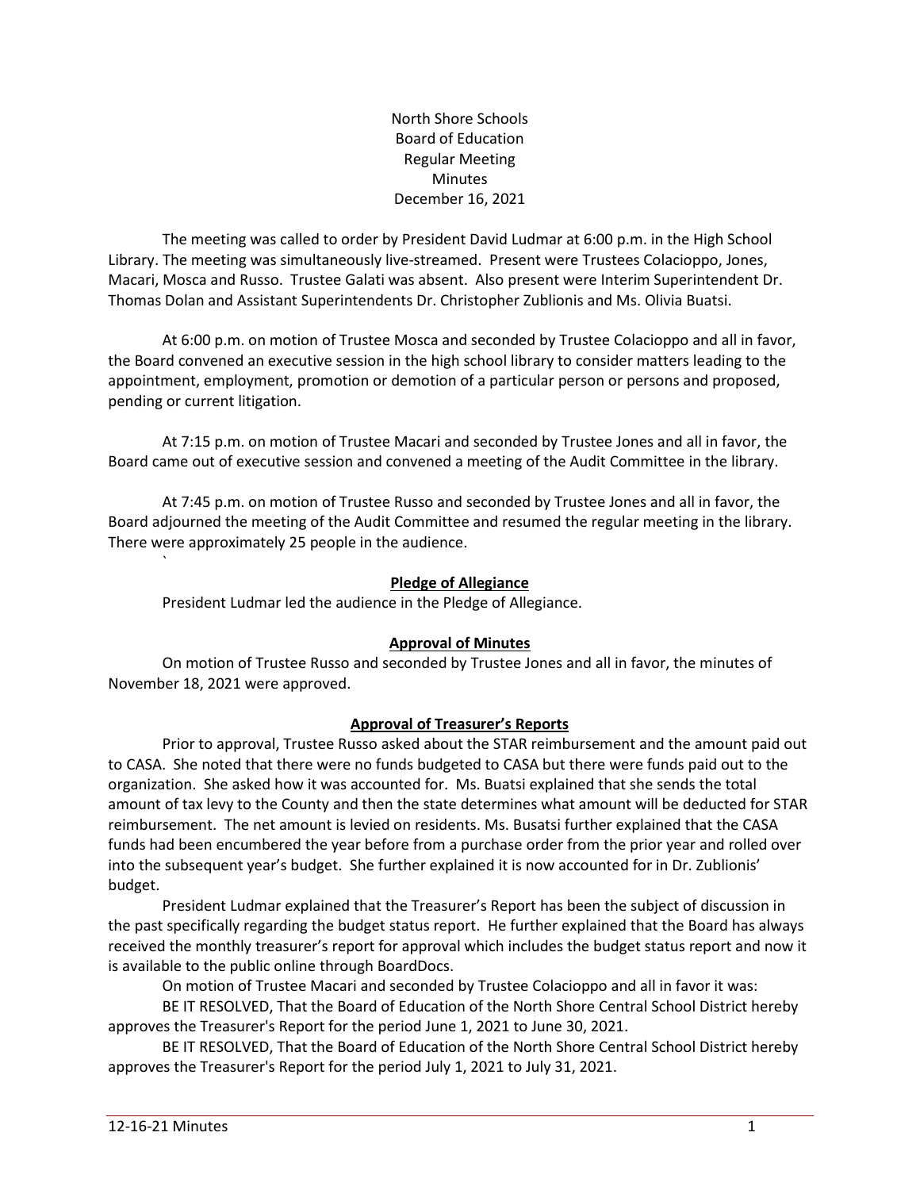North Shore Schools
Board of Education
Regular Meeting
Minutes
December 16, 2021

The meeting was called to order by President David Ludmar at 6:00 p.m. in the High School Library. The meeting was simultaneously live-streamed. Present were Trustees Colacioppo, Jones, Macari, Mosca and Russo. Trustee Galati was absent. Also present were Interim Superintendent Dr. Thomas Dolan and Assistant Superintendents Dr. Christopher Zublionis and Ms. Olivia Buatsi.

At 6:00 p.m. on motion of Trustee Mosca and seconded by Trustee Colacioppo and all in favor, the Board convened an executive session in the high school library to consider matters leading to the appointment, employment, promotion or demotion of a particular person or persons and proposed, pending or current litigation.

At 7:15 p.m. on motion of Trustee Macari and seconded by Trustee Jones and all in favor, the Board came out of executive session and convened a meeting of the Audit Committee in the library.

At 7:45 p.m. on motion of Trustee Russo and seconded by Trustee Jones and all in favor, the Board adjourned the meeting of the Audit Committee and resumed the regular meeting in the library. There were approximately 25 people in the audience.

**Pledge of Allegiance**

President Ludmar led the audience in the Pledge of Allegiance.

**Approval of Minutes**

On motion of Trustee Russo and seconded by Trustee Jones and all in favor, the minutes of November 18, 2021 were approved.

**Approval of Treasurer's Reports**

Prior to approval, Trustee Russo asked about the STAR reimbursement and the amount paid out to CASA. She noted that there were no funds budgeted to CASA but there were funds paid out to the organization. She asked how it was accounted for. Ms. Buatsi explained that she sends the total amount of tax levy to the County and then the state determines what amount will be deducted for STAR reimbursement. The net amount is levied on residents. Ms. Busatsi further explained that the CASA funds had been encumbered the year before from a purchase order from the prior year and rolled over into the subsequent year's budget. She further explained it is now accounted for in Dr. Zublionis' budget.

President Ludmar explained that the Treasurer's Report has been the subject of discussion in the past specifically regarding the budget status report. He further explained that the Board has always received the monthly treasurer's report for approval which includes the budget status report and now it is available to the public online through BoardDocs.

On motion of Trustee Macari and seconded by Trustee Colacioppo and all in favor it was:

BE IT RESOLVED, That the Board of Education of the North Shore Central School District hereby approves the Treasurer's Report for the period June 1, 2021 to June 30, 2021.

BE IT RESOLVED, That the Board of Education of the North Shore Central School District hereby approves the Treasurer's Report for the period July 1, 2021 to July 31, 2021.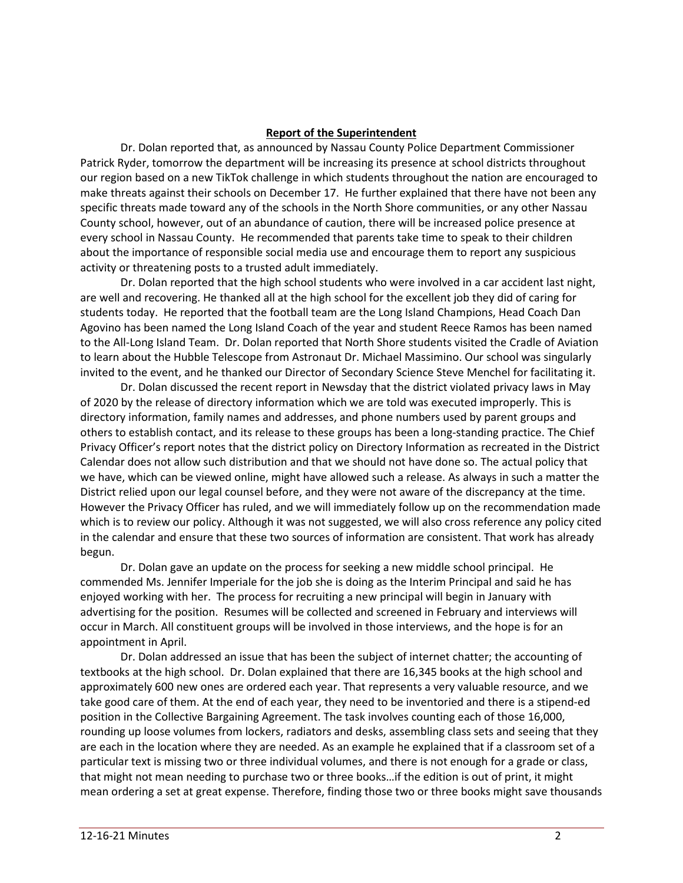**Report of the Superintendent**

Dr. Dolan reported that, as announced by Nassau County Police Department Commissioner Patrick Ryder, tomorrow the department will be increasing its presence at school districts throughout our region based on a new TikTok challenge in which students throughout the nation are encouraged to make threats against their schools on December 17. He further explained that there have not been any specific threats made toward any of the schools in the North Shore communities, or any other Nassau County school, however, out of an abundance of caution, there will be increased police presence at every school in Nassau County. He recommended that parents take time to speak to their children about the importance of responsible social media use and encourage them to report any suspicious activity or threatening posts to a trusted adult immediately.

Dr. Dolan reported that the high school students who were involved in a car accident last night, are well and recovering. He thanked all at the high school for the excellent job they did of caring for students today. He reported that the football team are the Long Island Champions, Head Coach Dan Agovino has been named the Long Island Coach of the year and student Reece Ramos has been named to the All-Long Island Team. Dr. Dolan reported that North Shore students visited the Cradle of Aviation to learn about the Hubble Telescope from Astronaut Dr. Michael Massimino. Our school was singularly invited to the event, and he thanked our Director of Secondary Science Steve Menchel for facilitating it.

Dr. Dolan discussed the recent report in Newsday that the district violated privacy laws in May of 2020 by the release of directory information which we are told was executed improperly. This is directory information, family names and addresses, and phone numbers used by parent groups and others to establish contact, and its release to these groups has been a long-standing practice. The Chief Privacy Officer's report notes that the district policy on Directory Information as recreated in the District Calendar does not allow such distribution and that we should not have done so. The actual policy that we have, which can be viewed online, might have allowed such a release. As always in such a matter the District relied upon our legal counsel before, and they were not aware of the discrepancy at the time. However the Privacy Officer has ruled, and we will immediately follow up on the recommendation made which is to review our policy. Although it was not suggested, we will also cross reference any policy cited in the calendar and ensure that these two sources of information are consistent. That work has already begun.

Dr. Dolan gave an update on the process for seeking a new middle school principal. He commended Ms. Jennifer Imperiale for the job she is doing as the Interim Principal and said he has enjoyed working with her. The process for recruiting a new principal will begin in January with advertising for the position. Resumes will be collected and screened in February and interviews will occur in March. All constituent groups will be involved in those interviews, and the hope is for an appointment in April.

Dr. Dolan addressed an issue that has been the subject of internet chatter; the accounting of textbooks at the high school. Dr. Dolan explained that there are 16,345 books at the high school and approximately 600 new ones are ordered each year. That represents a very valuable resource, and we take good care of them. At the end of each year, they need to be inventoried and there is a stipend-ed position in the Collective Bargaining Agreement. The task involves counting each of those 16,000, rounding up loose volumes from lockers, radiators and desks, assembling class sets and seeing that they are each in the location where they are needed. As an example he explained that if a classroom set of a particular text is missing two or three individual volumes, and there is not enough for a grade or class, that might not mean needing to purchase two or three books…if the edition is out of print, it might mean ordering a set at great expense. Therefore, finding those two or three books might save thousands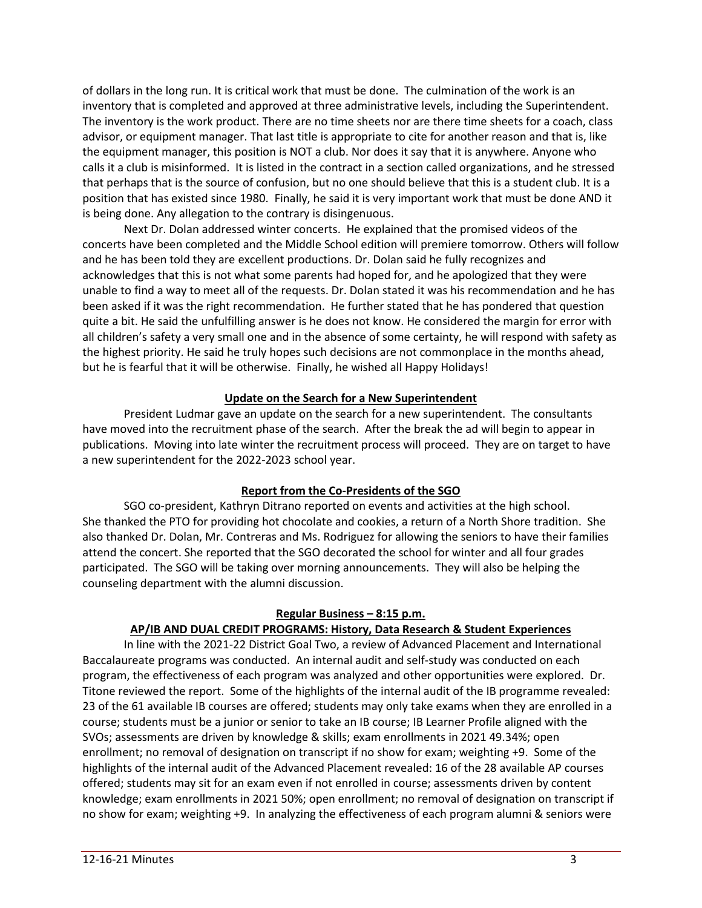of dollars in the long run. It is critical work that must be done. The culmination of the work is an inventory that is completed and approved at three administrative levels, including the Superintendent. The inventory is the work product. There are no time sheets nor are there time sheets for a coach, class advisor, or equipment manager. That last title is appropriate to cite for another reason and that is, like the equipment manager, this position is NOT a club. Nor does it say that it is anywhere. Anyone who calls it a club is misinformed. It is listed in the contract in a section called organizations, and he stressed that perhaps that is the source of confusion, but no one should believe that this is a student club. It is a position that has existed since 1980. Finally, he said it is very important work that must be done AND it is being done. Any allegation to the contrary is disingenuous.

Next Dr. Dolan addressed winter concerts. He explained that the promised videos of the concerts have been completed and the Middle School edition will premiere tomorrow. Others will follow and he has been told they are excellent productions. Dr. Dolan said he fully recognizes and acknowledges that this is not what some parents had hoped for, and he apologized that they were unable to find a way to meet all of the requests. Dr. Dolan stated it was his recommendation and he has been asked if it was the right recommendation. He further stated that he has pondered that question quite a bit. He said the unfulfilling answer is he does not know. He considered the margin for error with all children's safety a very small one and in the absence of some certainty, he will respond with safety as the highest priority. He said he truly hopes such decisions are not commonplace in the months ahead, but he is fearful that it will be otherwise. Finally, he wished all Happy Holidays!

**Update on the Search for a New Superintendent**

President Ludmar gave an update on the search for a new superintendent. The consultants have moved into the recruitment phase of the search. After the break the ad will begin to appear in publications. Moving into late winter the recruitment process will proceed. They are on target to have a new superintendent for the 2022-2023 school year.

**Report from the Co-Presidents of the SGO**

SGO co-president, Kathryn Ditrano reported on events and activities at the high school. She thanked the PTO for providing hot chocolate and cookies, a return of a North Shore tradition. She also thanked Dr. Dolan, Mr. Contreras and Ms. Rodriguez for allowing the seniors to have their families attend the concert. She reported that the SGO decorated the school for winter and all four grades participated. The SGO will be taking over morning announcements. They will also be helping the counseling department with the alumni discussion.

**Regular Business – 8:15 p.m.**

**AP/IB AND DUAL CREDIT PROGRAMS: History, Data Research & Student Experiences**

In line with the 2021-22 District Goal Two, a review of Advanced Placement and International Baccalaureate programs was conducted. An internal audit and self-study was conducted on each program, the effectiveness of each program was analyzed and other opportunities were explored. Dr. Titone reviewed the report. Some of the highlights of the internal audit of the IB programme revealed: 23 of the 61 available IB courses are offered; students may only take exams when they are enrolled in a course; students must be a junior or senior to take an IB course; IB Learner Profile aligned with the SVOs; assessments are driven by knowledge & skills; exam enrollments in 2021 49.34%; open enrollment; no removal of designation on transcript if no show for exam; weighting +9. Some of the highlights of the internal audit of the Advanced Placement revealed: 16 of the 28 available AP courses offered; students may sit for an exam even if not enrolled in course; assessments driven by content knowledge; exam enrollments in 2021 50%; open enrollment; no removal of designation on transcript if no show for exam; weighting +9. In analyzing the effectiveness of each program alumni & seniors were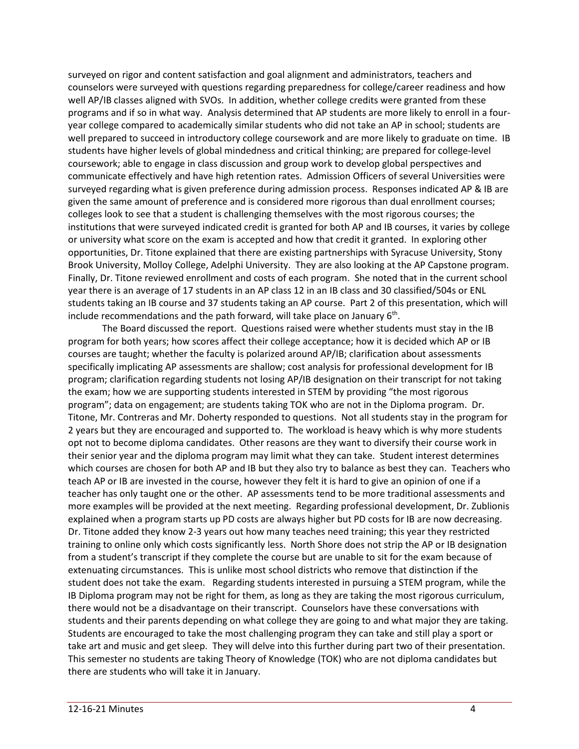surveyed on rigor and content satisfaction and goal alignment and administrators, teachers and counselors were surveyed with questions regarding preparedness for college/career readiness and how well AP/IB classes aligned with SVOs. In addition, whether college credits were granted from these programs and if so in what way. Analysis determined that AP students are more likely to enroll in a four-year college compared to academically similar students who did not take an AP in school; students are well prepared to succeed in introductory college coursework and are more likely to graduate on time. IB students have higher levels of global mindedness and critical thinking; are prepared for college-level coursework; able to engage in class discussion and group work to develop global perspectives and communicate effectively and have high retention rates. Admission Officers of several Universities were surveyed regarding what is given preference during admission process. Responses indicated AP & IB are given the same amount of preference and is considered more rigorous than dual enrollment courses; colleges look to see that a student is challenging themselves with the most rigorous courses; the institutions that were surveyed indicated credit is granted for both AP and IB courses, it varies by college or university what score on the exam is accepted and how that credit it granted. In exploring other opportunities, Dr. Titone explained that there are existing partnerships with Syracuse University, Stony Brook University, Molloy College, Adelphi University. They are also looking at the AP Capstone program. Finally, Dr. Titone reviewed enrollment and costs of each program. She noted that in the current school year there is an average of 17 students in an AP class 12 in an IB class and 30 classified/504s or ENL students taking an IB course and 37 students taking an AP course. Part 2 of this presentation, which will include recommendations and the path forward, will take place on January 6th.

The Board discussed the report. Questions raised were whether students must stay in the IB program for both years; how scores affect their college acceptance; how it is decided which AP or IB courses are taught; whether the faculty is polarized around AP/IB; clarification about assessments specifically implicating AP assessments are shallow; cost analysis for professional development for IB program; clarification regarding students not losing AP/IB designation on their transcript for not taking the exam; how we are supporting students interested in STEM by providing "the most rigorous program"; data on engagement; are students taking TOK who are not in the Diploma program. Dr. Titone, Mr. Contreras and Mr. Doherty responded to questions. Not all students stay in the program for 2 years but they are encouraged and supported to. The workload is heavy which is why more students opt not to become diploma candidates. Other reasons are they want to diversify their course work in their senior year and the diploma program may limit what they can take. Student interest determines which courses are chosen for both AP and IB but they also try to balance as best they can. Teachers who teach AP or IB are invested in the course, however they felt it is hard to give an opinion of one if a teacher has only taught one or the other. AP assessments tend to be more traditional assessments and more examples will be provided at the next meeting. Regarding professional development, Dr. Zublionis explained when a program starts up PD costs are always higher but PD costs for IB are now decreasing. Dr. Titone added they know 2-3 years out how many teaches need training; this year they restricted training to online only which costs significantly less. North Shore does not strip the AP or IB designation from a student's transcript if they complete the course but are unable to sit for the exam because of extenuating circumstances. This is unlike most school districts who remove that distinction if the student does not take the exam. Regarding students interested in pursuing a STEM program, while the IB Diploma program may not be right for them, as long as they are taking the most rigorous curriculum, there would not be a disadvantage on their transcript. Counselors have these conversations with students and their parents depending on what college they are going to and what major they are taking. Students are encouraged to take the most challenging program they can take and still play a sport or take art and music and get sleep. They will delve into this further during part two of their presentation. This semester no students are taking Theory of Knowledge (TOK) who are not diploma candidates but there are students who will take it in January.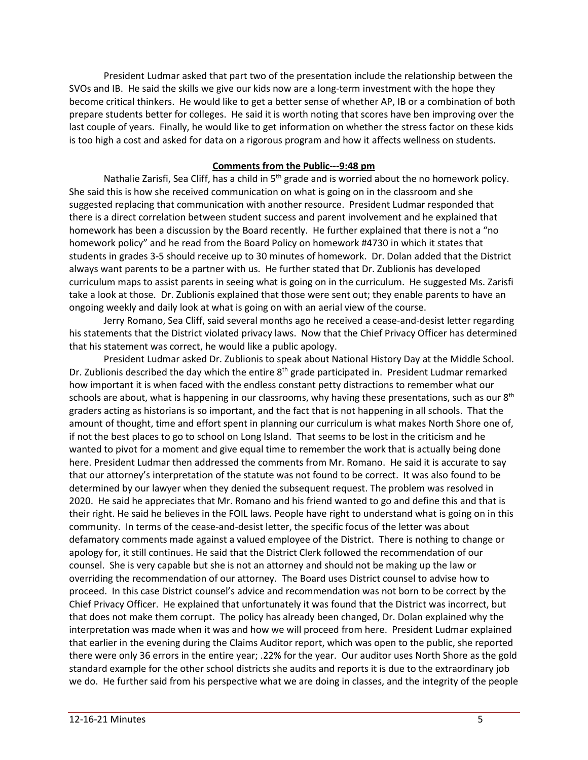President Ludmar asked that part two of the presentation include the relationship between the SVOs and IB. He said the skills we give our kids now are a long-term investment with the hope they become critical thinkers. He would like to get a better sense of whether AP, IB or a combination of both prepare students better for colleges. He said it is worth noting that scores have ben improving over the last couple of years. Finally, he would like to get information on whether the stress factor on these kids is too high a cost and asked for data on a rigorous program and how it affects wellness on students.

**Comments from the Public---9:48 pm**

Nathalie Zarisfi, Sea Cliff, has a child in 5th grade and is worried about the no homework policy. She said this is how she received communication on what is going on in the classroom and she suggested replacing that communication with another resource. President Ludmar responded that there is a direct correlation between student success and parent involvement and he explained that homework has been a discussion by the Board recently. He further explained that there is not a "no homework policy" and he read from the Board Policy on homework #4730 in which it states that students in grades 3-5 should receive up to 30 minutes of homework. Dr. Dolan added that the District always want parents to be a partner with us. He further stated that Dr. Zublionis has developed curriculum maps to assist parents in seeing what is going on in the curriculum. He suggested Ms. Zarisfi take a look at those. Dr. Zublionis explained that those were sent out; they enable parents to have an ongoing weekly and daily look at what is going on with an aerial view of the course.

Jerry Romano, Sea Cliff, said several months ago he received a cease-and-desist letter regarding his statements that the District violated privacy laws. Now that the Chief Privacy Officer has determined that his statement was correct, he would like a public apology.

President Ludmar asked Dr. Zublionis to speak about National History Day at the Middle School. Dr. Zublionis described the day which the entire 8th grade participated in. President Ludmar remarked how important it is when faced with the endless constant petty distractions to remember what our schools are about, what is happening in our classrooms, why having these presentations, such as our 8th graders acting as historians is so important, and the fact that is not happening in all schools. That the amount of thought, time and effort spent in planning our curriculum is what makes North Shore one of, if not the best places to go to school on Long Island. That seems to be lost in the criticism and he wanted to pivot for a moment and give equal time to remember the work that is actually being done here. President Ludmar then addressed the comments from Mr. Romano. He said it is accurate to say that our attorney's interpretation of the statute was not found to be correct. It was also found to be determined by our lawyer when they denied the subsequent request. The problem was resolved in 2020. He said he appreciates that Mr. Romano and his friend wanted to go and define this and that is their right. He said he believes in the FOIL laws. People have right to understand what is going on in this community. In terms of the cease-and-desist letter, the specific focus of the letter was about defamatory comments made against a valued employee of the District. There is nothing to change or apology for, it still continues. He said that the District Clerk followed the recommendation of our counsel. She is very capable but she is not an attorney and should not be making up the law or overriding the recommendation of our attorney. The Board uses District counsel to advise how to proceed. In this case District counsel's advice and recommendation was not born to be correct by the Chief Privacy Officer. He explained that unfortunately it was found that the District was incorrect, but that does not make them corrupt. The policy has already been changed, Dr. Dolan explained why the interpretation was made when it was and how we will proceed from here. President Ludmar explained that earlier in the evening during the Claims Auditor report, which was open to the public, she reported there were only 36 errors in the entire year; .22% for the year. Our auditor uses North Shore as the gold standard example for the other school districts she audits and reports it is due to the extraordinary job we do. He further said from his perspective what we are doing in classes, and the integrity of the people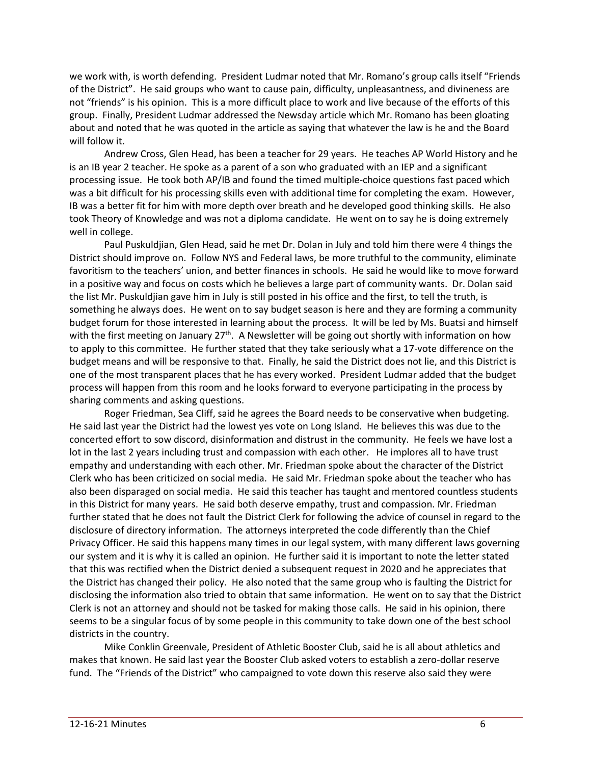we work with, is worth defending. President Ludmar noted that Mr. Romano's group calls itself "Friends of the District". He said groups who want to cause pain, difficulty, unpleasantness, and divineness are not "friends" is his opinion. This is a more difficult place to work and live because of the efforts of this group. Finally, President Ludmar addressed the Newsday article which Mr. Romano has been gloating about and noted that he was quoted in the article as saying that whatever the law is he and the Board will follow it.

Andrew Cross, Glen Head, has been a teacher for 29 years. He teaches AP World History and he is an IB year 2 teacher. He spoke as a parent of a son who graduated with an IEP and a significant processing issue. He took both AP/IB and found the timed multiple-choice questions fast paced which was a bit difficult for his processing skills even with additional time for completing the exam. However, IB was a better fit for him with more depth over breath and he developed good thinking skills. He also took Theory of Knowledge and was not a diploma candidate. He went on to say he is doing extremely well in college.

Paul Puskuldjian, Glen Head, said he met Dr. Dolan in July and told him there were 4 things the District should improve on. Follow NYS and Federal laws, be more truthful to the community, eliminate favoritism to the teachers' union, and better finances in schools. He said he would like to move forward in a positive way and focus on costs which he believes a large part of community wants. Dr. Dolan said the list Mr. Puskuldjian gave him in July is still posted in his office and the first, to tell the truth, is something he always does. He went on to say budget season is here and they are forming a community budget forum for those interested in learning about the process. It will be led by Ms. Buatsi and himself with the first meeting on January 27th. A Newsletter will be going out shortly with information on how to apply to this committee. He further stated that they take seriously what a 17-vote difference on the budget means and will be responsive to that. Finally, he said the District does not lie, and this District is one of the most transparent places that he has every worked. President Ludmar added that the budget process will happen from this room and he looks forward to everyone participating in the process by sharing comments and asking questions.

Roger Friedman, Sea Cliff, said he agrees the Board needs to be conservative when budgeting. He said last year the District had the lowest yes vote on Long Island. He believes this was due to the concerted effort to sow discord, disinformation and distrust in the community. He feels we have lost a lot in the last 2 years including trust and compassion with each other. He implores all to have trust empathy and understanding with each other. Mr. Friedman spoke about the character of the District Clerk who has been criticized on social media. He said Mr. Friedman spoke about the teacher who has also been disparaged on social media. He said this teacher has taught and mentored countless students in this District for many years. He said both deserve empathy, trust and compassion. Mr. Friedman further stated that he does not fault the District Clerk for following the advice of counsel in regard to the disclosure of directory information. The attorneys interpreted the code differently than the Chief Privacy Officer. He said this happens many times in our legal system, with many different laws governing our system and it is why it is called an opinion. He further said it is important to note the letter stated that this was rectified when the District denied a subsequent request in 2020 and he appreciates that the District has changed their policy. He also noted that the same group who is faulting the District for disclosing the information also tried to obtain that same information. He went on to say that the District Clerk is not an attorney and should not be tasked for making those calls. He said in his opinion, there seems to be a singular focus of by some people in this community to take down one of the best school districts in the country.

Mike Conklin Greenvale, President of Athletic Booster Club, said he is all about athletics and makes that known. He said last year the Booster Club asked voters to establish a zero-dollar reserve fund. The "Friends of the District" who campaigned to vote down this reserve also said they were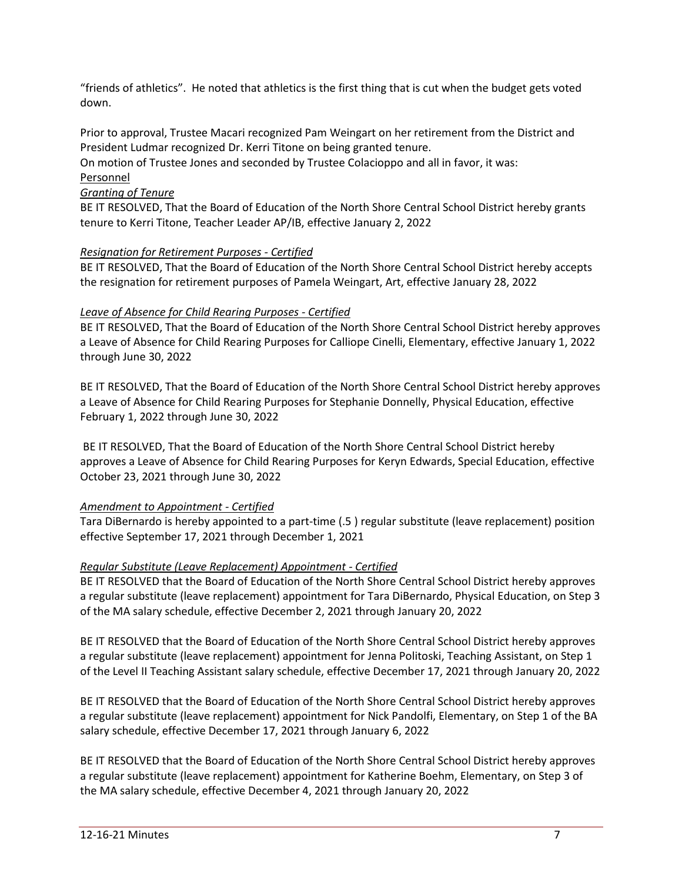"friends of athletics". He noted that athletics is the first thing that is cut when the budget gets voted down.

Prior to approval, Trustee Macari recognized Pam Weingart on her retirement from the District and President Ludmar recognized Dr. Kerri Titone on being granted tenure.

On motion of Trustee Jones and seconded by Trustee Colacioppo and all in favor, it was:

Personnel

*Granting of Tenure*

BE IT RESOLVED, That the Board of Education of the North Shore Central School District hereby grants tenure to Kerri Titone, Teacher Leader AP/IB, effective January 2, 2022

*Resignation for Retirement Purposes - Certified*

BE IT RESOLVED, That the Board of Education of the North Shore Central School District hereby accepts the resignation for retirement purposes of Pamela Weingart, Art, effective January 28, 2022

*Leave of Absence for Child Rearing Purposes - Certified*

BE IT RESOLVED, That the Board of Education of the North Shore Central School District hereby approves a Leave of Absence for Child Rearing Purposes for Calliope Cinelli, Elementary, effective January 1, 2022 through June 30, 2022

BE IT RESOLVED, That the Board of Education of the North Shore Central School District hereby approves a Leave of Absence for Child Rearing Purposes for Stephanie Donnelly, Physical Education, effective February 1, 2022 through June 30, 2022

BE IT RESOLVED, That the Board of Education of the North Shore Central School District hereby approves a Leave of Absence for Child Rearing Purposes for Keryn Edwards, Special Education, effective October 23, 2021 through June 30, 2022

*Amendment to Appointment - Certified*

Tara DiBernardo is hereby appointed to a part-time (.5 ) regular substitute (leave replacement) position effective September 17, 2021 through December 1, 2021

*Regular Substitute (Leave Replacement) Appointment - Certified*

BE IT RESOLVED that the Board of Education of the North Shore Central School District hereby approves a regular substitute (leave replacement) appointment for Tara DiBernardo, Physical Education, on Step 3 of the MA salary schedule, effective December 2, 2021 through January 20, 2022

BE IT RESOLVED that the Board of Education of the North Shore Central School District hereby approves a regular substitute (leave replacement) appointment for Jenna Politoski, Teaching Assistant, on Step 1 of the Level II Teaching Assistant salary schedule, effective December 17, 2021 through January 20, 2022

BE IT RESOLVED that the Board of Education of the North Shore Central School District hereby approves a regular substitute (leave replacement) appointment for Nick Pandolfi, Elementary, on Step 1 of the BA salary schedule, effective December 17, 2021 through January 6, 2022

BE IT RESOLVED that the Board of Education of the North Shore Central School District hereby approves a regular substitute (leave replacement) appointment for Katherine Boehm, Elementary, on Step 3 of the MA salary schedule, effective December 4, 2021 through January 20, 2022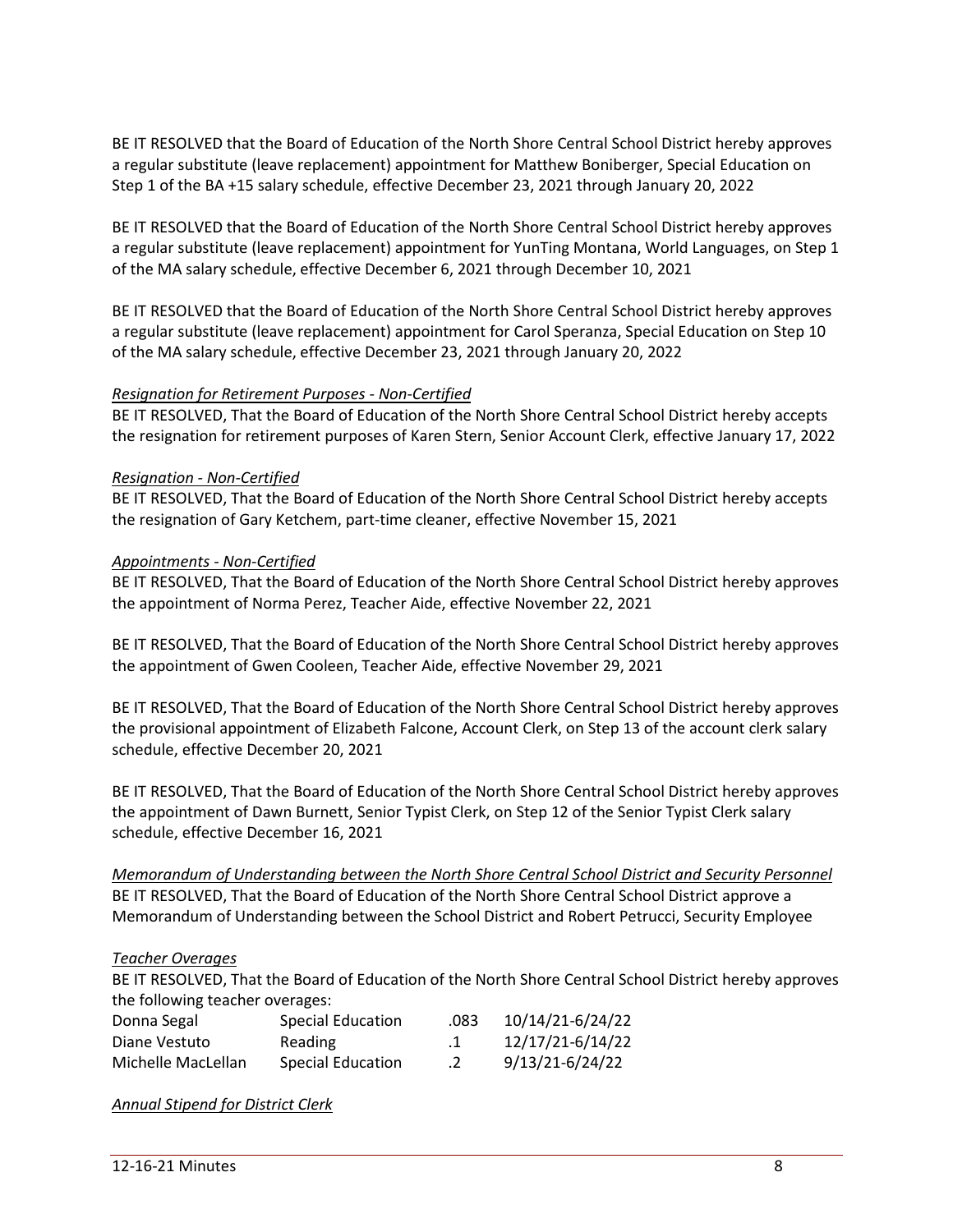BE IT RESOLVED that the Board of Education of the North Shore Central School District hereby approves a regular substitute (leave replacement) appointment for Matthew Boniberger, Special Education on Step 1 of the BA +15 salary schedule, effective December 23, 2021 through January 20, 2022

BE IT RESOLVED that the Board of Education of the North Shore Central School District hereby approves a regular substitute (leave replacement) appointment for YunTing Montana, World Languages, on Step 1 of the MA salary schedule, effective December 6, 2021 through December 10, 2021

BE IT RESOLVED that the Board of Education of the North Shore Central School District hereby approves a regular substitute (leave replacement) appointment for Carol Speranza, Special Education on Step 10 of the MA salary schedule, effective December 23, 2021 through January 20, 2022

*Resignation for Retirement Purposes - Non-Certified*

BE IT RESOLVED, That the Board of Education of the North Shore Central School District hereby accepts the resignation for retirement purposes of Karen Stern, Senior Account Clerk, effective January 17, 2022

*Resignation - Non-Certified*

BE IT RESOLVED, That the Board of Education of the North Shore Central School District hereby accepts the resignation of Gary Ketchem, part-time cleaner, effective November 15, 2021

*Appointments - Non-Certified*

BE IT RESOLVED, That the Board of Education of the North Shore Central School District hereby approves the appointment of Norma Perez, Teacher Aide, effective November 22, 2021

BE IT RESOLVED, That the Board of Education of the North Shore Central School District hereby approves the appointment of Gwen Cooleen, Teacher Aide, effective November 29, 2021

BE IT RESOLVED, That the Board of Education of the North Shore Central School District hereby approves the provisional appointment of Elizabeth Falcone, Account Clerk, on Step 13 of the account clerk salary schedule, effective December 20, 2021

BE IT RESOLVED, That the Board of Education of the North Shore Central School District hereby approves the appointment of Dawn Burnett, Senior Typist Clerk, on Step 12 of the Senior Typist Clerk salary schedule, effective December 16, 2021

*Memorandum of Understanding between the North Shore Central School District and Security Personnel*

BE IT RESOLVED, That the Board of Education of the North Shore Central School District approve a Memorandum of Understanding between the School District and Robert Petrucci, Security Employee

*Teacher Overages*

BE IT RESOLVED, That the Board of Education of the North Shore Central School District hereby approves the following teacher overages:

| | | | |
|---|---|---|---|
| Donna Segal | Special Education | .083 | 10/14/21-6/24/22 |
| Diane Vestuto | Reading | .1 | 12/17/21-6/14/22 |
| Michelle MacLellan | Special Education | .2 | 9/13/21-6/24/22 |

*Annual Stipend for District Clerk*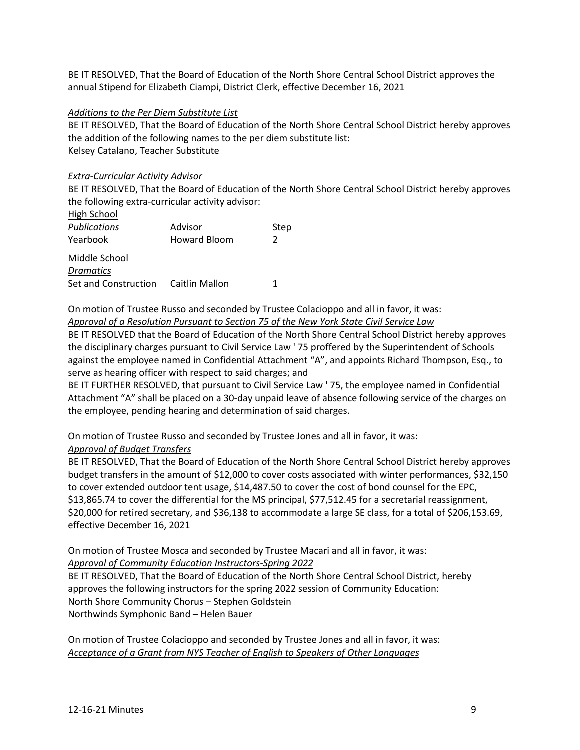BE IT RESOLVED, That the Board of Education of the North Shore Central School District approves the annual Stipend for Elizabeth Ciampi, District Clerk, effective December 16, 2021

*Additions to the Per Diem Substitute List*

BE IT RESOLVED, That the Board of Education of the North Shore Central School District hereby approves the addition of the following names to the per diem substitute list:

Kelsey Catalano, Teacher Substitute

*Extra-Curricular Activity Advisor*

BE IT RESOLVED, That the Board of Education of the North Shore Central School District hereby approves the following extra-curricular activity advisor:

| High School | | |
|---|---|---|
| *Publications* | Advisor | Step |
| Yearbook | Howard Bloom | 2 |
| Middle School | | |
| *Dramatics* | | |
| Set and Construction | Caitlin Mallon | 1 |

On motion of Trustee Russo and seconded by Trustee Colacioppo and all in favor, it was:

*Approval of a Resolution Pursuant to Section 75 of the New York State Civil Service Law*

BE IT RESOLVED that the Board of Education of the North Shore Central School District hereby approves the disciplinary charges pursuant to Civil Service Law ' 75 proffered by the Superintendent of Schools against the employee named in Confidential Attachment "A", and appoints Richard Thompson, Esq., to serve as hearing officer with respect to said charges; and

BE IT FURTHER RESOLVED, that pursuant to Civil Service Law ' 75, the employee named in Confidential Attachment "A" shall be placed on a 30-day unpaid leave of absence following service of the charges on the employee, pending hearing and determination of said charges.

On motion of Trustee Russo and seconded by Trustee Jones and all in favor, it was:

*Approval of Budget Transfers*

BE IT RESOLVED, That the Board of Education of the North Shore Central School District hereby approves budget transfers in the amount of $12,000 to cover costs associated with winter performances, $32,150 to cover extended outdoor tent usage, $14,487.50 to cover the cost of bond counsel for the EPC, $13,865.74 to cover the differential for the MS principal, $77,512.45 for a secretarial reassignment, $20,000 for retired secretary, and $36,138 to accommodate a large SE class, for a total of $206,153.69, effective December 16, 2021

On motion of Trustee Mosca and seconded by Trustee Macari and all in favor, it was:

*Approval of Community Education Instructors-Spring 2022*

BE IT RESOLVED, That the Board of Education of the North Shore Central School District, hereby approves the following instructors for the spring 2022 session of Community Education:

North Shore Community Chorus – Stephen Goldstein

Northwinds Symphonic Band – Helen Bauer

On motion of Trustee Colacioppo and seconded by Trustee Jones and all in favor, it was:

*Acceptance of a Grant from NYS Teacher of English to Speakers of Other Languages*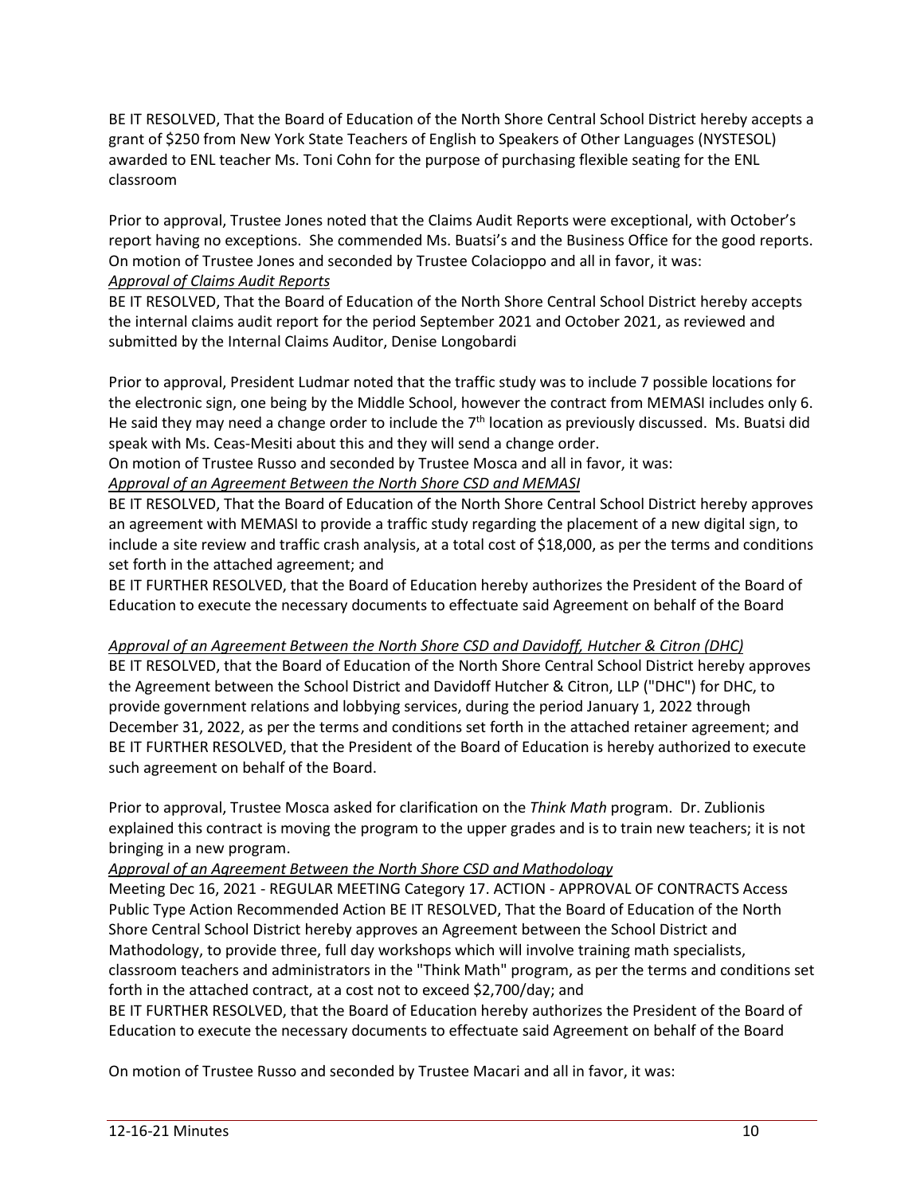BE IT RESOLVED, That the Board of Education of the North Shore Central School District hereby accepts a grant of $250 from New York State Teachers of English to Speakers of Other Languages (NYSTESOL) awarded to ENL teacher Ms. Toni Cohn for the purpose of purchasing flexible seating for the ENL classroom

Prior to approval, Trustee Jones noted that the Claims Audit Reports were exceptional, with October's report having no exceptions. She commended Ms. Buatsi's and the Business Office for the good reports. On motion of Trustee Jones and seconded by Trustee Colacioppo and all in favor, it was:

*Approval of Claims Audit Reports*

BE IT RESOLVED, That the Board of Education of the North Shore Central School District hereby accepts the internal claims audit report for the period September 2021 and October 2021, as reviewed and submitted by the Internal Claims Auditor, Denise Longobardi

Prior to approval, President Ludmar noted that the traffic study was to include 7 possible locations for the electronic sign, one being by the Middle School, however the contract from MEMASI includes only 6. He said they may need a change order to include the 7th location as previously discussed. Ms. Buatsi did speak with Ms. Ceas-Mesiti about this and they will send a change order.

On motion of Trustee Russo and seconded by Trustee Mosca and all in favor, it was:

*Approval of an Agreement Between the North Shore CSD and MEMASI*

BE IT RESOLVED, That the Board of Education of the North Shore Central School District hereby approves an agreement with MEMASI to provide a traffic study regarding the placement of a new digital sign, to include a site review and traffic crash analysis, at a total cost of $18,000, as per the terms and conditions set forth in the attached agreement; and

BE IT FURTHER RESOLVED, that the Board of Education hereby authorizes the President of the Board of Education to execute the necessary documents to effectuate said Agreement on behalf of the Board

*Approval of an Agreement Between the North Shore CSD and Davidoff, Hutcher & Citron (DHC)*

BE IT RESOLVED, that the Board of Education of the North Shore Central School District hereby approves the Agreement between the School District and Davidoff Hutcher & Citron, LLP ("DHC") for DHC, to provide government relations and lobbying services, during the period January 1, 2022 through December 31, 2022, as per the terms and conditions set forth in the attached retainer agreement; and

BE IT FURTHER RESOLVED, that the President of the Board of Education is hereby authorized to execute such agreement on behalf of the Board.

Prior to approval, Trustee Mosca asked for clarification on the *Think Math* program. Dr. Zublionis explained this contract is moving the program to the upper grades and is to train new teachers; it is not bringing in a new program.

*Approval of an Agreement Between the North Shore CSD and Mathodology*

Meeting Dec 16, 2021 - REGULAR MEETING Category 17. ACTION - APPROVAL OF CONTRACTS Access Public Type Action Recommended Action BE IT RESOLVED, That the Board of Education of the North Shore Central School District hereby approves an Agreement between the School District and Mathodology, to provide three, full day workshops which will involve training math specialists, classroom teachers and administrators in the "Think Math" program, as per the terms and conditions set forth in the attached contract, at a cost not to exceed $2,700/day; and

BE IT FURTHER RESOLVED, that the Board of Education hereby authorizes the President of the Board of Education to execute the necessary documents to effectuate said Agreement on behalf of the Board

On motion of Trustee Russo and seconded by Trustee Macari and all in favor, it was: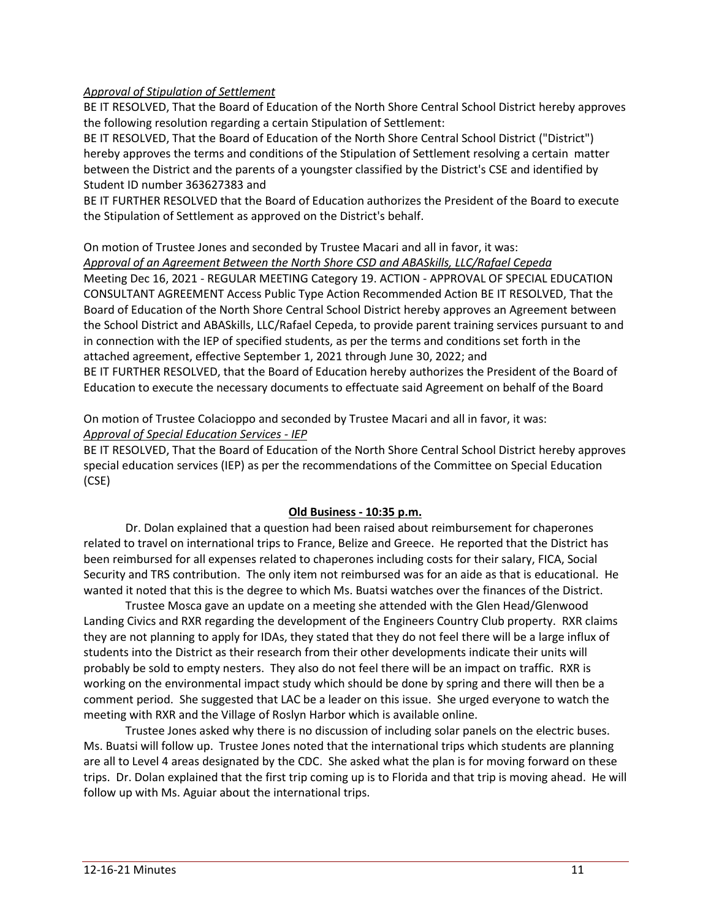*Approval of Stipulation of Settlement*

BE IT RESOLVED, That the Board of Education of the North Shore Central School District hereby approves the following resolution regarding a certain Stipulation of Settlement:

BE IT RESOLVED, That the Board of Education of the North Shore Central School District ("District") hereby approves the terms and conditions of the Stipulation of Settlement resolving a certain matter between the District and the parents of a youngster classified by the District's CSE and identified by Student ID number 363627383 and

BE IT FURTHER RESOLVED that the Board of Education authorizes the President of the Board to execute the Stipulation of Settlement as approved on the District's behalf.

On motion of Trustee Jones and seconded by Trustee Macari and all in favor, it was:

*Approval of an Agreement Between the North Shore CSD and ABASkills, LLC/Rafael Cepeda*

Meeting Dec 16, 2021 - REGULAR MEETING Category 19. ACTION - APPROVAL OF SPECIAL EDUCATION CONSULTANT AGREEMENT Access Public Type Action Recommended Action BE IT RESOLVED, That the Board of Education of the North Shore Central School District hereby approves an Agreement between the School District and ABASkills, LLC/Rafael Cepeda, to provide parent training services pursuant to and in connection with the IEP of specified students, as per the terms and conditions set forth in the attached agreement, effective September 1, 2021 through June 30, 2022; and

BE IT FURTHER RESOLVED, that the Board of Education hereby authorizes the President of the Board of Education to execute the necessary documents to effectuate said Agreement on behalf of the Board

On motion of Trustee Colacioppo and seconded by Trustee Macari and all in favor, it was:

*Approval of Special Education Services - IEP*

BE IT RESOLVED, That the Board of Education of the North Shore Central School District hereby approves special education services (IEP) as per the recommendations of the Committee on Special Education (CSE)

**Old Business - 10:35 p.m.**

Dr. Dolan explained that a question had been raised about reimbursement for chaperones related to travel on international trips to France, Belize and Greece. He reported that the District has been reimbursed for all expenses related to chaperones including costs for their salary, FICA, Social Security and TRS contribution. The only item not reimbursed was for an aide as that is educational. He wanted it noted that this is the degree to which Ms. Buatsi watches over the finances of the District.

Trustee Mosca gave an update on a meeting she attended with the Glen Head/Glenwood Landing Civics and RXR regarding the development of the Engineers Country Club property. RXR claims they are not planning to apply for IDAs, they stated that they do not feel there will be a large influx of students into the District as their research from their other developments indicate their units will probably be sold to empty nesters. They also do not feel there will be an impact on traffic. RXR is working on the environmental impact study which should be done by spring and there will then be a comment period. She suggested that LAC be a leader on this issue. She urged everyone to watch the meeting with RXR and the Village of Roslyn Harbor which is available online.

Trustee Jones asked why there is no discussion of including solar panels on the electric buses. Ms. Buatsi will follow up. Trustee Jones noted that the international trips which students are planning are all to Level 4 areas designated by the CDC. She asked what the plan is for moving forward on these trips. Dr. Dolan explained that the first trip coming up is to Florida and that trip is moving ahead. He will follow up with Ms. Aguiar about the international trips.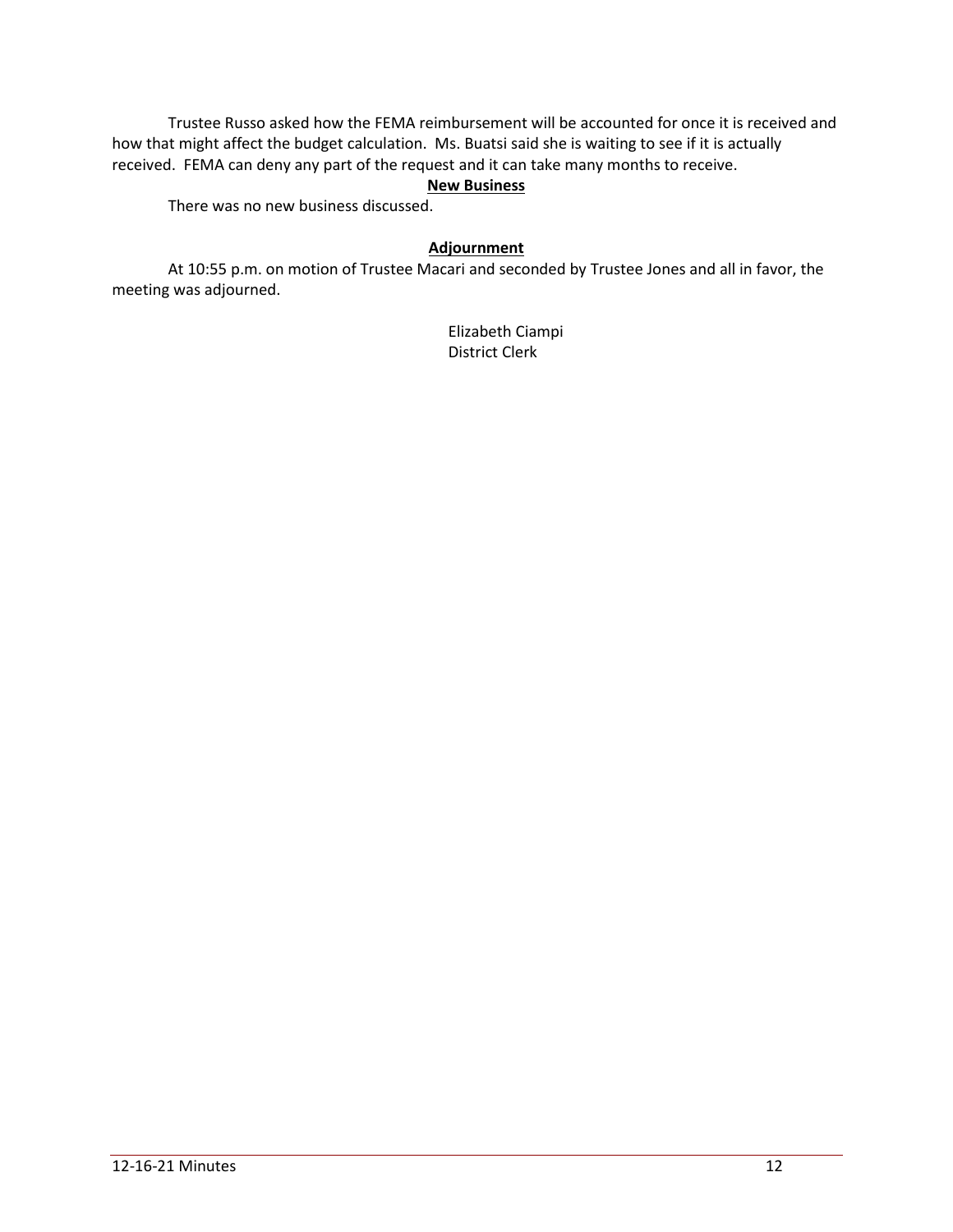Trustee Russo asked how the FEMA reimbursement will be accounted for once it is received and how that might affect the budget calculation. Ms. Buatsi said she is waiting to see if it is actually received. FEMA can deny any part of the request and it can take many months to receive.

**New Business**

There was no new business discussed.

**Adjournment**

At 10:55 p.m. on motion of Trustee Macari and seconded by Trustee Jones and all in favor, the meeting was adjourned.

Elizabeth Ciampi
District Clerk